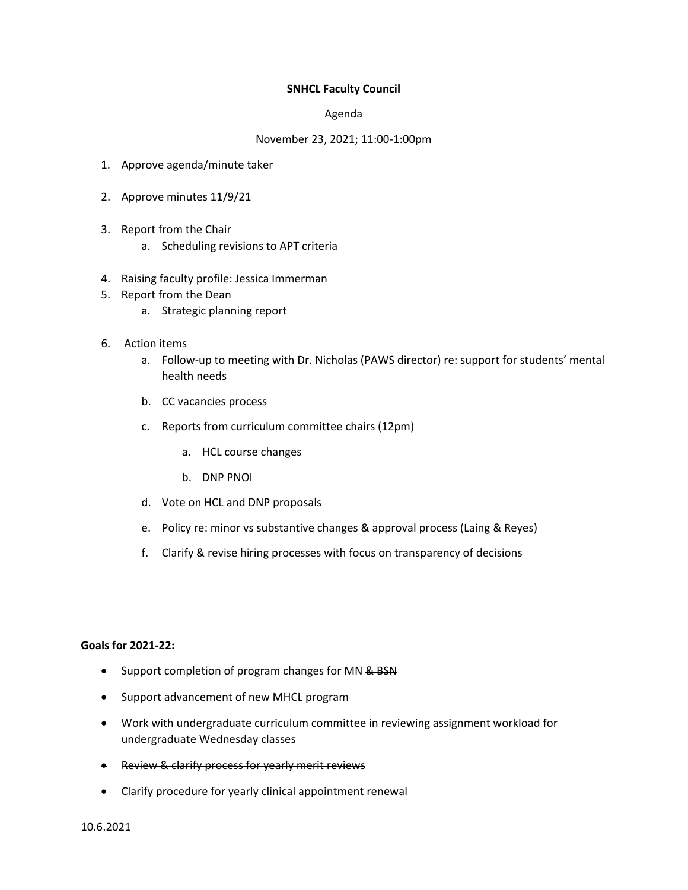**SNHCL Faculty Council**

Agenda

November 23, 2021; 11:00-1:00pm

1. Approve agenda/minute taker

2. Approve minutes 11/9/21

3. Report from the Chair
   a. Scheduling revisions to APT criteria

4. Raising faculty profile: Jessica Immerman
5. Report from the Dean
   a. Strategic planning report

6. Action items
   a. Follow-up to meeting with Dr. Nicholas (PAWS director) re: support for students' mental health needs

   b. CC vacancies process

   c. Reports from curriculum committee chairs (12pm)

      a. HCL course changes

      b. DNP PNOI

   d. Vote on HCL and DNP proposals

   e. Policy re: minor vs substantive changes & approval process (Laing & Reyes)

   f. Clarify & revise hiring processes with focus on transparency of decisions

**Goals for 2021-22:**

- Support completion of program changes for MN ~~& BSN~~
- Support advancement of new MHCL program
- Work with undergraduate curriculum committee in reviewing assignment workload for undergraduate Wednesday classes
- ~~Review & clarify process for yearly merit reviews~~
- Clarify procedure for yearly clinical appointment renewal

10.6.2021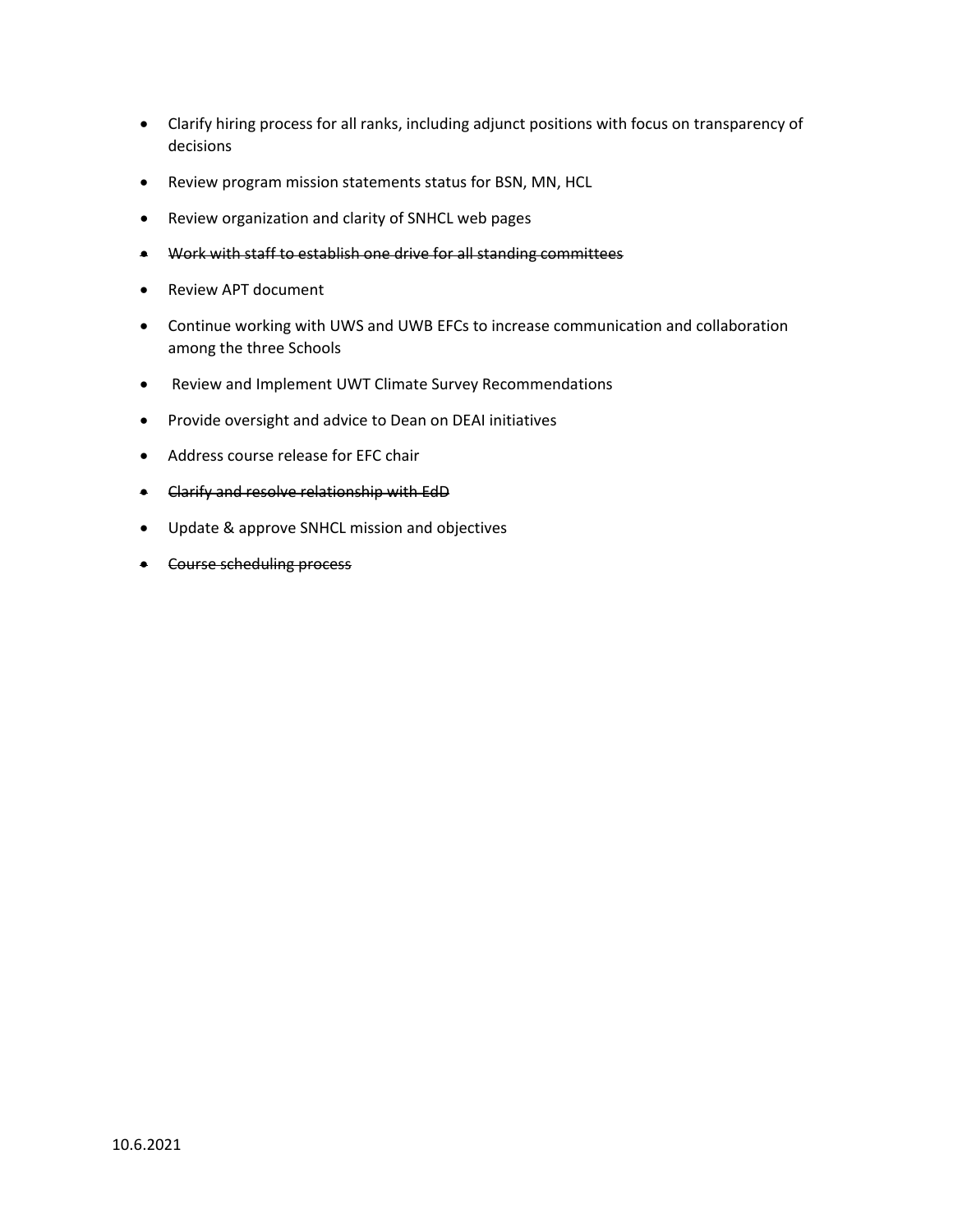- Clarify hiring process for all ranks, including adjunct positions with focus on transparency of decisions
- Review program mission statements status for BSN, MN, HCL
- Review organization and clarity of SNHCL web pages
- ~~Work with staff to establish one drive for all standing committees~~
- Review APT document
- Continue working with UWS and UWB EFCs to increase communication and collaboration among the three Schools
- Review and Implement UWT Climate Survey Recommendations
- Provide oversight and advice to Dean on DEAI initiatives
- Address course release for EFC chair
- ~~Clarify and resolve relationship with EdD~~
- Update & approve SNHCL mission and objectives
- ~~Course scheduling process~~

10.6.2021